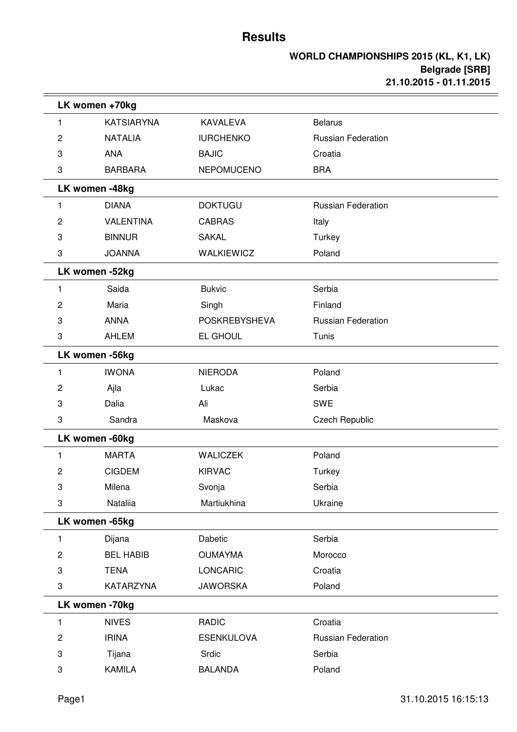# Results

**WORLD CHAMPIONSHIPS 2015 (KL, K1, LK)**
**Belgrade [SRB]**
**21.10.2015 - 01.11.2015**

### LK women +70kg

| | | | |
|---|---|---|---|
| 1 | KATSIARYNA | KAVALEVA | Belarus |
| 2 | NATALIA | IURCHENKO | Russian Federation |
| 3 | ANA | BAJIC | Croatia |
| 3 | BARBARA | NEPOMUCENO | BRA |

### LK women -48kg

| | | | |
|---|---|---|---|
| 1 | DIANA | DOKTUGU | Russian Federation |
| 2 | VALENTINA | CABRAS | Italy |
| 3 | BINNUR | SAKAL | Turkey |
| 3 | JOANNA | WALKIEWICZ | Poland |

### LK women -52kg

| | | | |
|---|---|---|---|
| 1 | Saida | Bukvic | Serbia |
| 2 | Maria | Singh | Finland |
| 3 | ANNA | POSKREBYSHEVA | Russian Federation |
| 3 | AHLEM | EL GHOUL | Tunis |

### LK women -56kg

| | | | |
|---|---|---|---|
| 1 | IWONA | NIERODA | Poland |
| 2 | Ajla | Lukac | Serbia |
| 3 | Dalia | Ali | SWE |
| 3 | Sandra | Maskova | Czech Republic |

### LK women -60kg

| | | | |
|---|---|---|---|
| 1 | MARTA | WALICZEK | Poland |
| 2 | CIGDEM | KIRVAC | Turkey |
| 3 | Milena | Svonja | Serbia |
| 3 | Nataliia | Martiukhina | Ukraine |

### LK women -65kg

| | | | |
|---|---|---|---|
| 1 | Dijana | Dabetic | Serbia |
| 2 | BEL HABIB | OUMAYMA | Morocco |
| 3 | TENA | LONCARIC | Croatia |
| 3 | KATARZYNA | JAWORSKA | Poland |

### LK women -70kg

| | | | |
|---|---|---|---|
| 1 | NIVES | RADIC | Croatia |
| 2 | IRINA | ESENKULOVA | Russian Federation |
| 3 | Tijana | Srdic | Serbia |
| 3 | KAMILA | BALANDA | Poland |

31.10.2015 16:15:13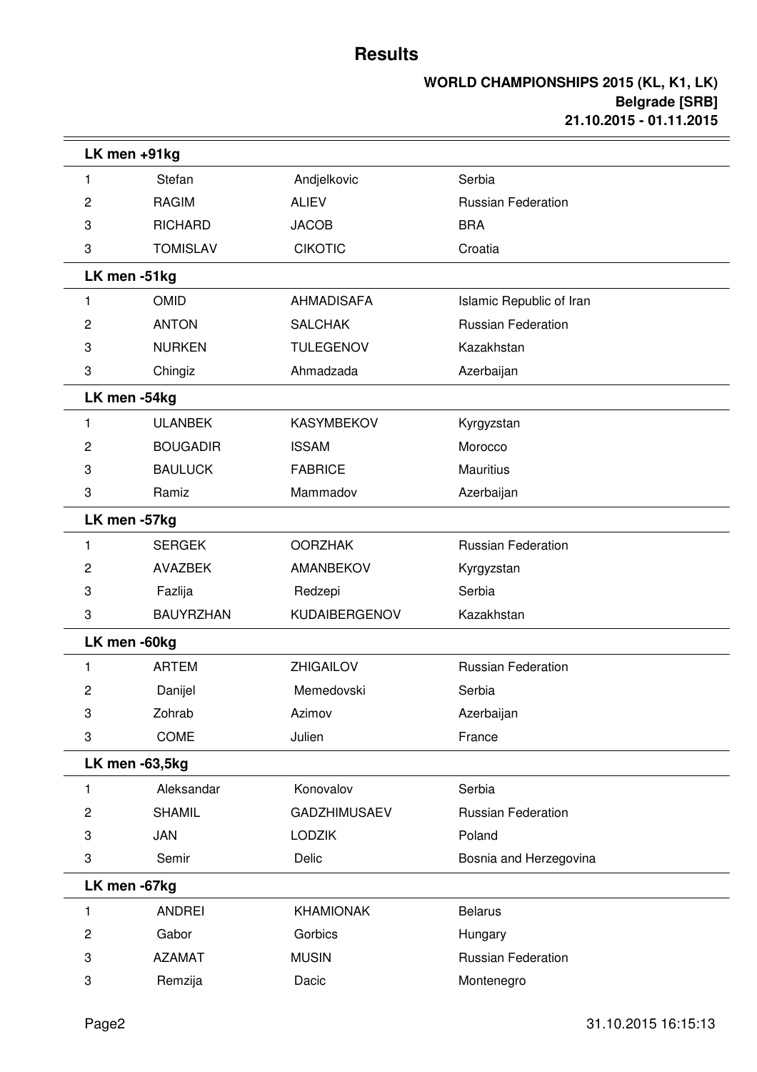# Results

**WORLD CHAMPIONSHIPS 2015 (KL, K1, LK)**
**Belgrade [SRB]**
**21.10.2015 - 01.11.2015**

### LK men +91kg

| | | | |
|---|---|---|---|
| 1 | Stefan | Andjelkovic | Serbia |
| 2 | RAGIM | ALIEV | Russian Federation |
| 3 | RICHARD | JACOB | BRA |
| 3 | TOMISLAV | CIKOTIC | Croatia |

### LK men -51kg

| | | | |
|---|---|---|---|
| 1 | OMID | AHMADISAFA | Islamic Republic of Iran |
| 2 | ANTON | SALCHAK | Russian Federation |
| 3 | NURKEN | TULEGENOV | Kazakhstan |
| 3 | Chingiz | Ahmadzada | Azerbaijan |

### LK men -54kg

| | | | |
|---|---|---|---|
| 1 | ULANBEK | KASYMBEKOV | Kyrgyzstan |
| 2 | BOUGADIR | ISSAM | Morocco |
| 3 | BAULUCK | FABRICE | Mauritius |
| 3 | Ramiz | Mammadov | Azerbaijan |

### LK men -57kg

| | | | |
|---|---|---|---|
| 1 | SERGEK | OORZHAK | Russian Federation |
| 2 | AVAZBEK | AMANBEKOV | Kyrgyzstan |
| 3 | Fazlija | Redzepi | Serbia |
| 3 | BAUYRZHAN | KUDAIBERGENOV | Kazakhstan |

### LK men -60kg

| | | | |
|---|---|---|---|
| 1 | ARTEM | ZHIGAILOV | Russian Federation |
| 2 | Danijel | Memedovski | Serbia |
| 3 | Zohrab | Azimov | Azerbaijan |
| 3 | COME | Julien | France |

### LK men -63,5kg

| | | | |
|---|---|---|---|
| 1 | Aleksandar | Konovalov | Serbia |
| 2 | SHAMIL | GADZHIMUSAEV | Russian Federation |
| 3 | JAN | LODZIK | Poland |
| 3 | Semir | Delic | Bosnia and Herzegovina |

### LK men -67kg

| | | | |
|---|---|---|---|
| 1 | ANDREI | KHAMIONAK | Belarus |
| 2 | Gabor | Gorbics | Hungary |
| 3 | AZAMAT | MUSIN | Russian Federation |
| 3 | Remzija | Dacic | Montenegro |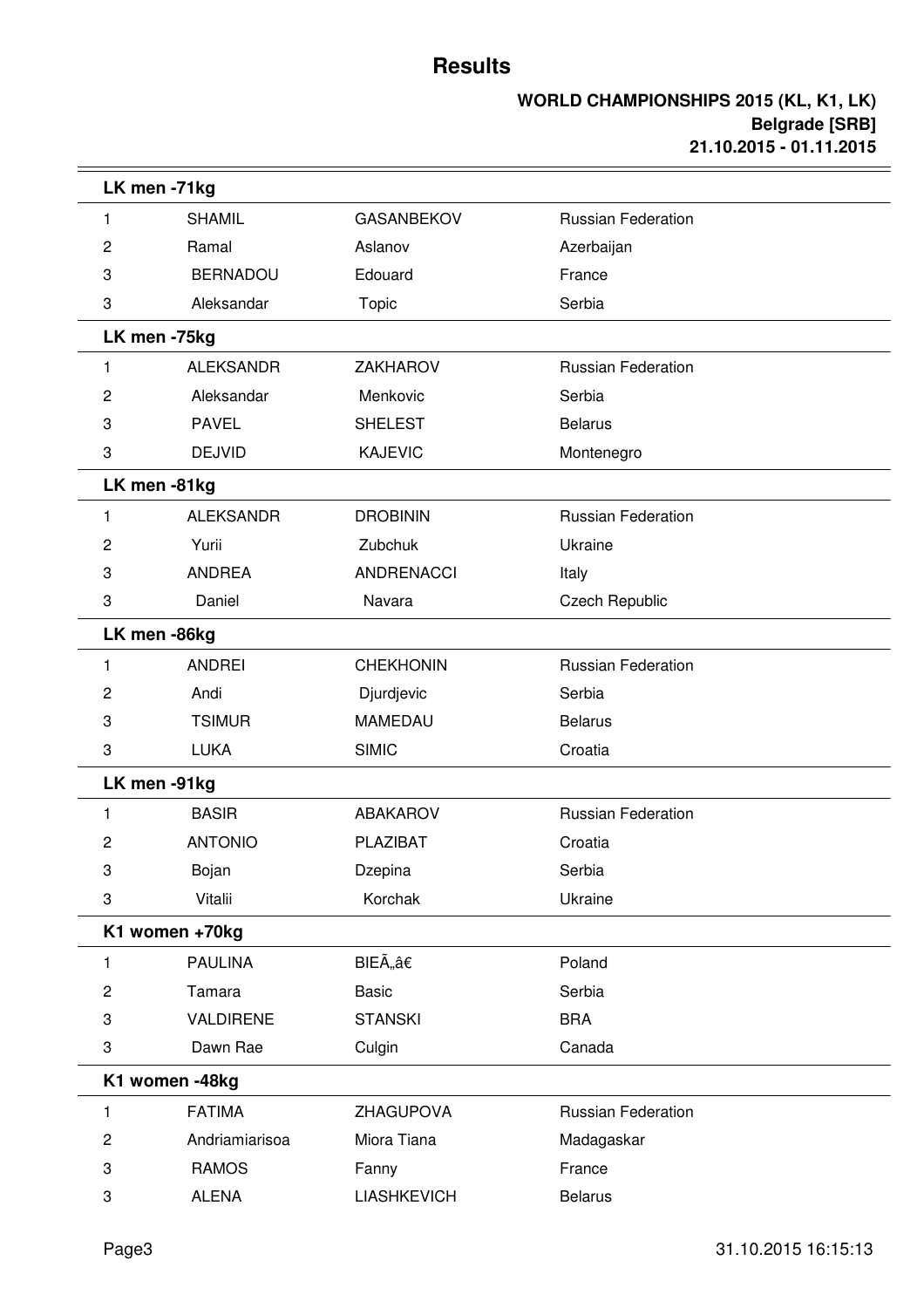# Results

**WORLD CHAMPIONSHIPS 2015 (KL, K1, LK)**
**Belgrade [SRB]**
**21.10.2015 - 01.11.2015**

### LK men -71kg

| | | | |
|---|---|---|---|
| 1 | SHAMIL | GASANBEKOV | Russian Federation |
| 2 | Ramal | Aslanov | Azerbaijan |
| 3 | BERNADOU | Edouard | France |
| 3 | Aleksandar | Topic | Serbia |

### LK men -75kg

| | | | |
|---|---|---|---|
| 1 | ALEKSANDR | ZAKHAROV | Russian Federation |
| 2 | Aleksandar | Menkovic | Serbia |
| 3 | PAVEL | SHELEST | Belarus |
| 3 | DEJVID | KAJEVIC | Montenegro |

### LK men -81kg

| | | | |
|---|---|---|---|
| 1 | ALEKSANDR | DROBININ | Russian Federation |
| 2 | Yurii | Zubchuk | Ukraine |
| 3 | ANDREA | ANDRENACCI | Italy |
| 3 | Daniel | Navara | Czech Republic |

### LK men -86kg

| | | | |
|---|---|---|---|
| 1 | ANDREI | CHEKHONIN | Russian Federation |
| 2 | Andi | Djurdjevic | Serbia |
| 3 | TSIMUR | MAMEDAU | Belarus |
| 3 | LUKA | SIMIC | Croatia |

### LK men -91kg

| | | | |
|---|---|---|---|
| 1 | BASIR | ABAKAROV | Russian Federation |
| 2 | ANTONIO | PLAZIBAT | Croatia |
| 3 | Bojan | Dzepina | Serbia |
| 3 | Vitalii | Korchak | Ukraine |

### K1 women +70kg

| | | | |
|---|---|---|---|
| 1 | PAULINA | BIEĂ„â€ | Poland |
| 2 | Tamara | Basic | Serbia |
| 3 | VALDIRENE | STANSKI | BRA |
| 3 | Dawn Rae | Culgin | Canada |

### K1 women -48kg

| | | | |
|---|---|---|---|
| 1 | FATIMA | ZHAGUPOVA | Russian Federation |
| 2 | Andriamiarisoa | Miora Tiana | Madagaskar |
| 3 | RAMOS | Fanny | France |
| 3 | ALENA | LIASHKEVICH | Belarus |

31.10.2015 16:15:13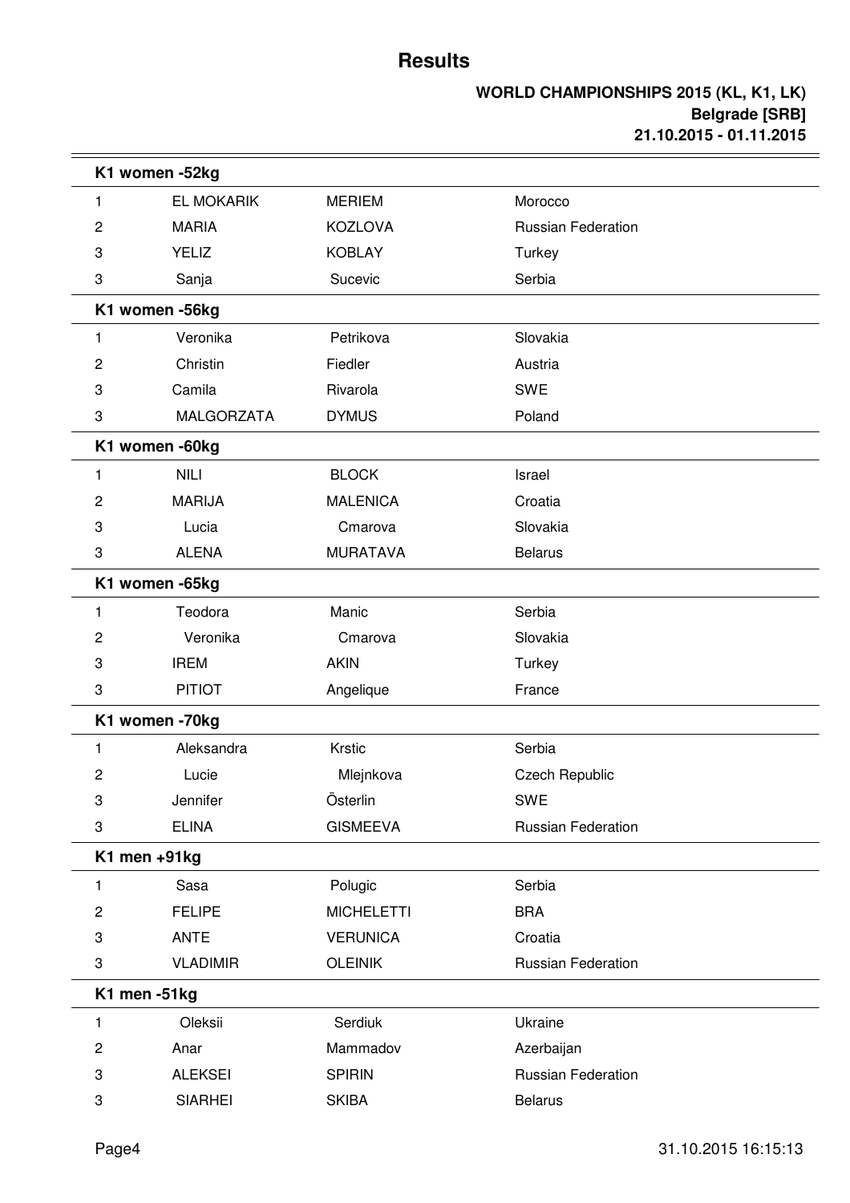# Results

**WORLD CHAMPIONSHIPS 2015 (KL, K1, LK)**
**Belgrade [SRB]**
**21.10.2015 - 01.11.2015**

## K1 women -52kg

| | | | |
|---|---|---|---|
| 1 | EL MOKARIK | MERIEM | Morocco |
| 2 | MARIA | KOZLOVA | Russian Federation |
| 3 | YELIZ | KOBLAY | Turkey |
| 3 | Sanja | Sucevic | Serbia |

## K1 women -56kg

| | | | |
|---|---|---|---|
| 1 | Veronika | Petrikova | Slovakia |
| 2 | Christin | Fiedler | Austria |
| 3 | Camila | Rivarola | SWE |
| 3 | MALGORZATA | DYMUS | Poland |

## K1 women -60kg

| | | | |
|---|---|---|---|
| 1 | NILI | BLOCK | Israel |
| 2 | MARIJA | MALENICA | Croatia |
| 3 | Lucia | Cmarova | Slovakia |
| 3 | ALENA | MURATAVA | Belarus |

## K1 women -65kg

| | | | |
|---|---|---|---|
| 1 | Teodora | Manic | Serbia |
| 2 | Veronika | Cmarova | Slovakia |
| 3 | IREM | AKIN | Turkey |
| 3 | PITIOT | Angelique | France |

## K1 women -70kg

| | | | |
|---|---|---|---|
| 1 | Aleksandra | Krstic | Serbia |
| 2 | Lucie | Mlejnkova | Czech Republic |
| 3 | Jennifer | Österlin | SWE |
| 3 | ELINA | GISMEEVA | Russian Federation |

## K1 men +91kg

| | | | |
|---|---|---|---|
| 1 | Sasa | Polugic | Serbia |
| 2 | FELIPE | MICHELETTI | BRA |
| 3 | ANTE | VERUNICA | Croatia |
| 3 | VLADIMIR | OLEINIK | Russian Federation |

## K1 men -51kg

| | | | |
|---|---|---|---|
| 1 | Oleksii | Serdiuk | Ukraine |
| 2 | Anar | Mammadov | Azerbaijan |
| 3 | ALEKSEI | SPIRIN | Russian Federation |
| 3 | SIARHEI | SKIBA | Belarus |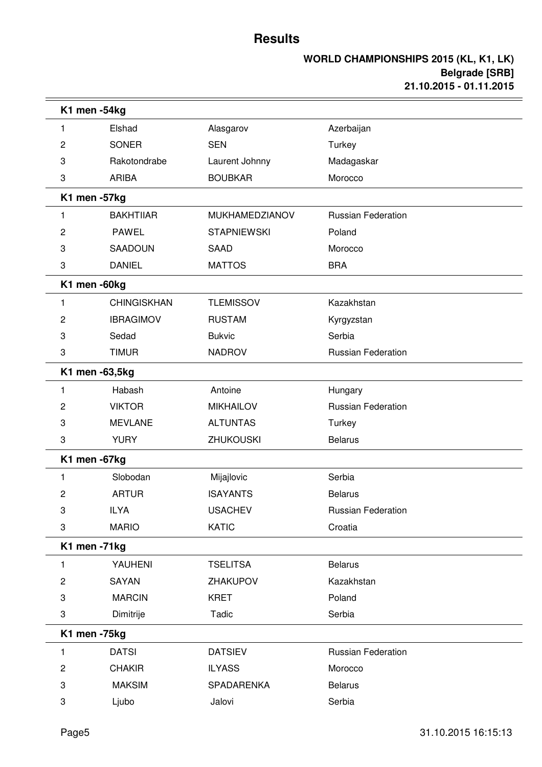# Results

**WORLD CHAMPIONSHIPS 2015 (KL, K1, LK)**
**Belgrade [SRB]**
**21.10.2015 - 01.11.2015**

### K1 men -54kg

| | | | |
|---|---|---|---|
| 1 | Elshad | Alasgarov | Azerbaijan |
| 2 | SONER | SEN | Turkey |
| 3 | Rakotondrabe | Laurent Johnny | Madagaskar |
| 3 | ARIBA | BOUBKAR | Morocco |

### K1 men -57kg

| | | | |
|---|---|---|---|
| 1 | BAKHTIIAR | MUKHAMEDZIANOV | Russian Federation |
| 2 | PAWEL | STAPNIEWSKI | Poland |
| 3 | SAADOUN | SAAD | Morocco |
| 3 | DANIEL | MATTOS | BRA |

### K1 men -60kg

| | | | |
|---|---|---|---|
| 1 | CHINGISKHAN | TLEMISSOV | Kazakhstan |
| 2 | IBRAGIMOV | RUSTAM | Kyrgyzstan |
| 3 | Sedad | Bukvic | Serbia |
| 3 | TIMUR | NADROV | Russian Federation |

### K1 men -63,5kg

| | | | |
|---|---|---|---|
| 1 | Habash | Antoine | Hungary |
| 2 | VIKTOR | MIKHAILOV | Russian Federation |
| 3 | MEVLANE | ALTUNTAS | Turkey |
| 3 | YURY | ZHUKOUSKI | Belarus |

### K1 men -67kg

| | | | |
|---|---|---|---|
| 1 | Slobodan | Mijajlovic | Serbia |
| 2 | ARTUR | ISAYANTS | Belarus |
| 3 | ILYA | USACHEV | Russian Federation |
| 3 | MARIO | KATIC | Croatia |

### K1 men -71kg

| | | | |
|---|---|---|---|
| 1 | YAUHENI | TSELITSA | Belarus |
| 2 | SAYAN | ZHAKUPOV | Kazakhstan |
| 3 | MARCIN | KRET | Poland |
| 3 | Dimitrije | Tadic | Serbia |

### K1 men -75kg

| | | | |
|---|---|---|---|
| 1 | DATSI | DATSIEV | Russian Federation |
| 2 | CHAKIR | ILYASS | Morocco |
| 3 | MAKSIM | SPADARENKA | Belarus |
| 3 | Ljubo | Jalovi | Serbia |

31.10.2015 16:15:13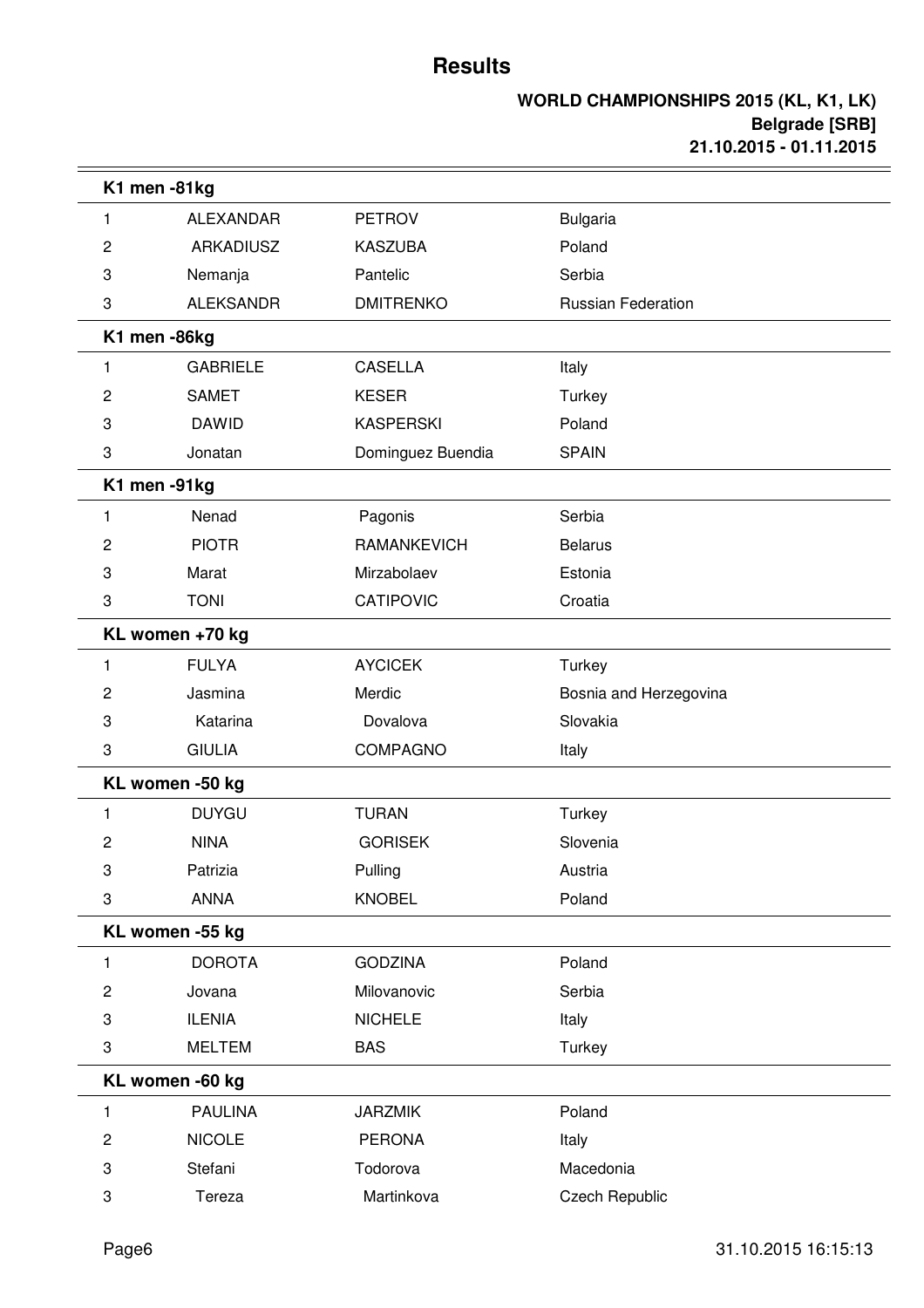# Results

**WORLD CHAMPIONSHIPS 2015 (KL, K1, LK)**
**Belgrade [SRB]**
**21.10.2015 - 01.11.2015**

### K1 men -81kg

| | | | |
|---|---|---|---|
| 1 | ALEXANDAR | PETROV | Bulgaria |
| 2 | ARKADIUSZ | KASZUBA | Poland |
| 3 | Nemanja | Pantelic | Serbia |
| 3 | ALEKSANDR | DMITRENKO | Russian Federation |

### K1 men -86kg

| | | | |
|---|---|---|---|
| 1 | GABRIELE | CASELLA | Italy |
| 2 | SAMET | KESER | Turkey |
| 3 | DAWID | KASPERSKI | Poland |
| 3 | Jonatan | Dominguez Buendia | SPAIN |

### K1 men -91kg

| | | | |
|---|---|---|---|
| 1 | Nenad | Pagonis | Serbia |
| 2 | PIOTR | RAMANKEVICH | Belarus |
| 3 | Marat | Mirzabolaev | Estonia |
| 3 | TONI | CATIPOVIC | Croatia |

### KL women +70 kg

| | | | |
|---|---|---|---|
| 1 | FULYA | AYCICEK | Turkey |
| 2 | Jasmina | Merdic | Bosnia and Herzegovina |
| 3 | Katarina | Dovalova | Slovakia |
| 3 | GIULIA | COMPAGNO | Italy |

### KL women -50 kg

| | | | |
|---|---|---|---|
| 1 | DUYGU | TURAN | Turkey |
| 2 | NINA | GORISEK | Slovenia |
| 3 | Patrizia | Pulling | Austria |
| 3 | ANNA | KNOBEL | Poland |

### KL women -55 kg

| | | | |
|---|---|---|---|
| 1 | DOROTA | GODZINA | Poland |
| 2 | Jovana | Milovanovic | Serbia |
| 3 | ILENIA | NICHELE | Italy |
| 3 | MELTEM | BAS | Turkey |

### KL women -60 kg

| | | | |
|---|---|---|---|
| 1 | PAULINA | JARZMIK | Poland |
| 2 | NICOLE | PERONA | Italy |
| 3 | Stefani | Todorova | Macedonia |
| 3 | Tereza | Martinkova | Czech Republic |

31.10.2015 16:15:13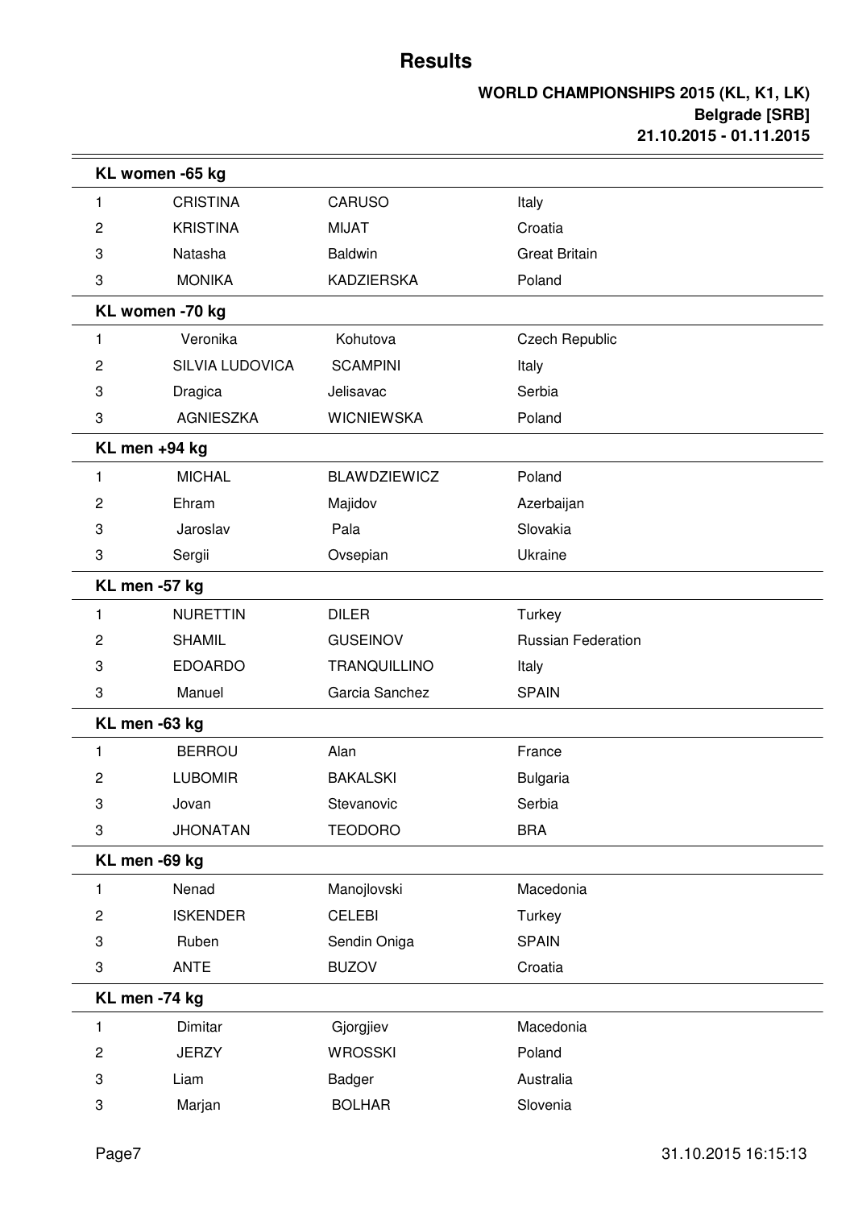# Results

**WORLD CHAMPIONSHIPS 2015 (KL, K1, LK)**
**Belgrade [SRB]**
**21.10.2015 - 01.11.2015**

## KL women -65 kg

| | | | |
|---|---|---|---|
| 1 | CRISTINA | CARUSO | Italy |
| 2 | KRISTINA | MIJAT | Croatia |
| 3 | Natasha | Baldwin | Great Britain |
| 3 | MONIKA | KADZIERSKA | Poland |

## KL women -70 kg

| | | | |
|---|---|---|---|
| 1 | Veronika | Kohutova | Czech Republic |
| 2 | SILVIA LUDOVICA | SCAMPINI | Italy |
| 3 | Dragica | Jelisavac | Serbia |
| 3 | AGNIESZKA | WICNIEWSKA | Poland |

## KL men +94 kg

| | | | |
|---|---|---|---|
| 1 | MICHAL | BLAWDZIEWICZ | Poland |
| 2 | Ehram | Majidov | Azerbaijan |
| 3 | Jaroslav | Pala | Slovakia |
| 3 | Sergii | Ovsepian | Ukraine |

## KL men -57 kg

| | | | |
|---|---|---|---|
| 1 | NURETTIN | DILER | Turkey |
| 2 | SHAMIL | GUSEINOV | Russian Federation |
| 3 | EDOARDO | TRANQUILLINO | Italy |
| 3 | Manuel | Garcia Sanchez | SPAIN |

## KL men -63 kg

| | | | |
|---|---|---|---|
| 1 | BERROU | Alan | France |
| 2 | LUBOMIR | BAKALSKI | Bulgaria |
| 3 | Jovan | Stevanovic | Serbia |
| 3 | JHONATAN | TEODORO | BRA |

## KL men -69 kg

| | | | |
|---|---|---|---|
| 1 | Nenad | Manojlovski | Macedonia |
| 2 | ISKENDER | CELEBI | Turkey |
| 3 | Ruben | Sendin Oniga | SPAIN |
| 3 | ANTE | BUZOV | Croatia |

## KL men -74 kg

| | | | |
|---|---|---|---|
| 1 | Dimitar | Gjorgjiev | Macedonia |
| 2 | JERZY | WROSSKI | Poland |
| 3 | Liam | Badger | Australia |
| 3 | Marjan | BOLHAR | Slovenia |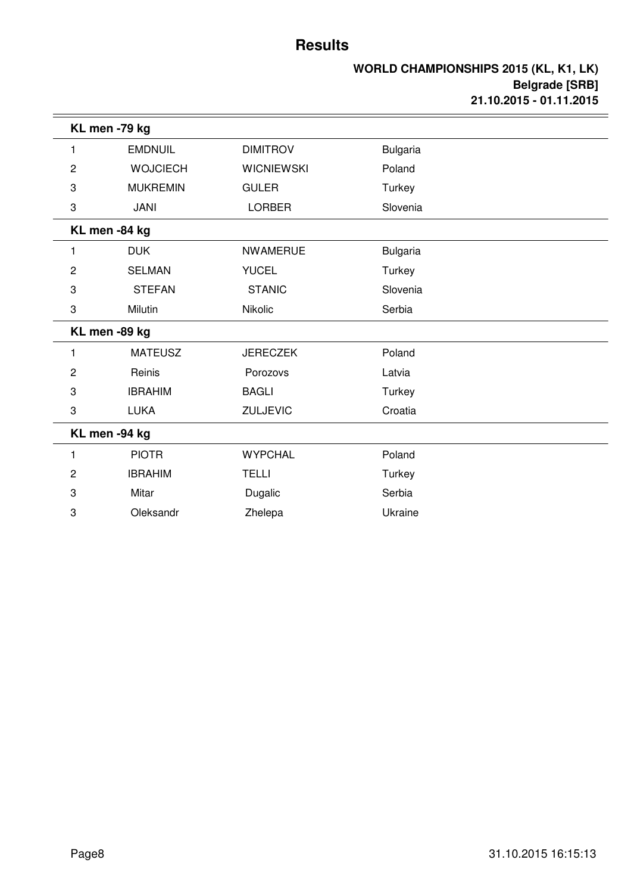# Results

**WORLD CHAMPIONSHIPS 2015 (KL, K1, LK)**
**Belgrade [SRB]**
**21.10.2015 - 01.11.2015**

## KL men -79 kg

| | | | |
|---|---|---|---|
| 1 | EMDNUIL | DIMITROV | Bulgaria |
| 2 | WOJCIECH | WICNIEWSKI | Poland |
| 3 | MUKREMIN | GULER | Turkey |
| 3 | JANI | LORBER | Slovenia |

## KL men -84 kg

| | | | |
|---|---|---|---|
| 1 | DUK | NWAMERUE | Bulgaria |
| 2 | SELMAN | YUCEL | Turkey |
| 3 | STEFAN | STANIC | Slovenia |
| 3 | Milutin | Nikolic | Serbia |

## KL men -89 kg

| | | | |
|---|---|---|---|
| 1 | MATEUSZ | JERECZEK | Poland |
| 2 | Reinis | Porozovs | Latvia |
| 3 | IBRAHIM | BAGLI | Turkey |
| 3 | LUKA | ZULJEVIC | Croatia |

## KL men -94 kg

| | | | |
|---|---|---|---|
| 1 | PIOTR | WYPCHAL | Poland |
| 2 | IBRAHIM | TELLI | Turkey |
| 3 | Mitar | Dugalic | Serbia |
| 3 | Oleksandr | Zhelepa | Ukraine |